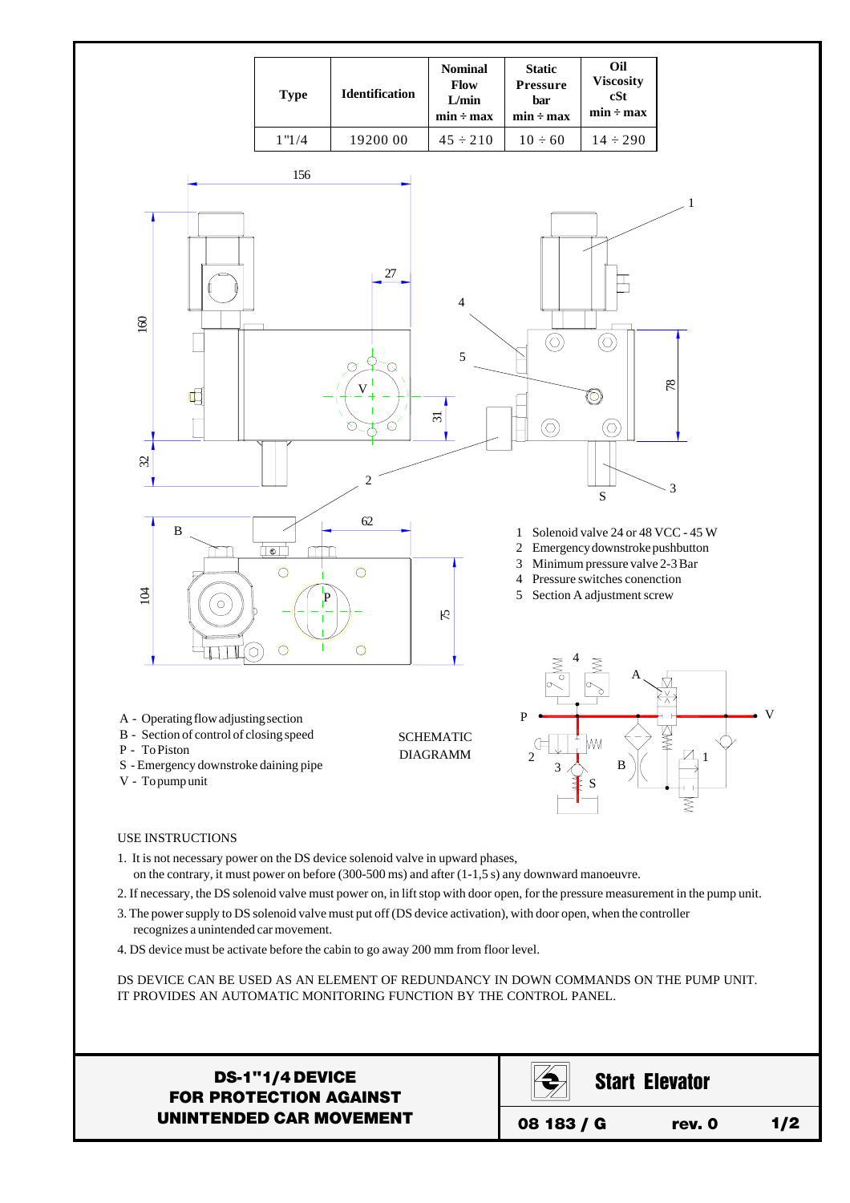| Type | Identification | Nominal Flow L/min min ÷ max | Static Pressure bar min ÷ max | Oil Viscosity cSt min ÷ max |
|---|---|---|---|---|
| 1"1/4 | 19200 00 | 45 ÷ 210 | 10 ÷ 60 | 14 ÷ 290 |

1 Solenoid valve 24 or 48 VCC - 45 W
2 Emergency downstroke pushbutton
3 Minimum pressure valve 2-3 Bar
4 Pressure switches conenction
5 Section A adjustment screw

A - Operating flow adjusting section
B - Section of control of closing speed
P - To Piston
S - Emergency downstroke daining pipe
V - To pump unit

SCHEMATIC DIAGRAMM

USE INSTRUCTIONS

1. It is not necessary power on the DS device solenoid valve in upward phases, on the contrary, it must power on before (300-500 ms) and after (1-1,5 s) any downward manoeuvre.
2. If necessary, the DS solenoid valve must power on, in lift stop with door open, for the pressure measurement in the pump unit.
3. The power supply to DS solenoid valve must put off (DS device activation), with door open, when the controller recognizes a unintended car movement.
4. DS device must be activate before the cabin to go away 200 mm from floor level.

DS DEVICE CAN BE USED AS AN ELEMENT OF REDUNDANCY IN DOWN COMMANDS ON THE PUMP UNIT. IT PROVIDES AN AUTOMATIC MONITORING FUNCTION BY THE CONTROL PANEL.

**DS-1"1/4 DEVICE FOR PROTECTION AGAINST UNINTENDED CAR MOVEMENT**

**Start Elevator**

**08 183 / G** **rev. 0**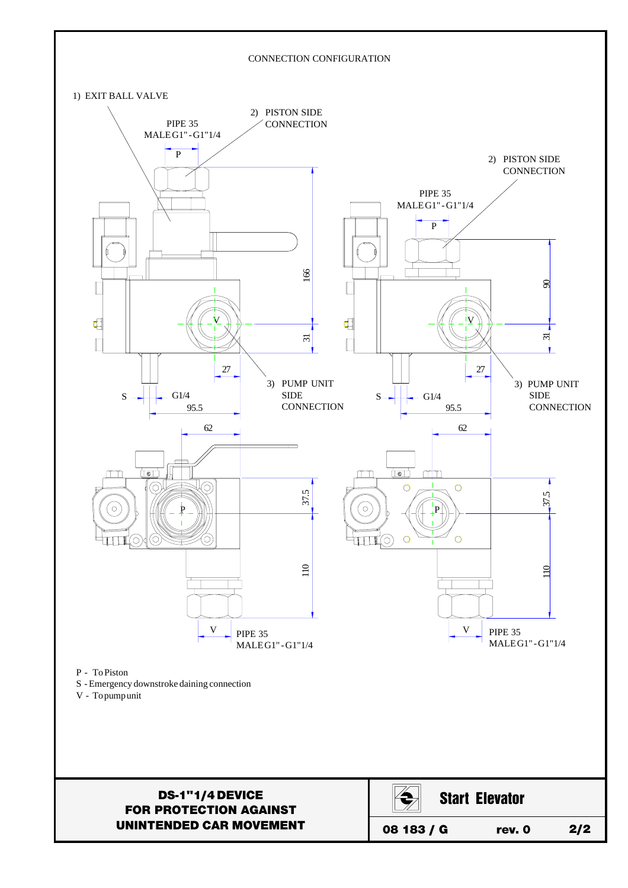CONNECTION CONFIGURATION

1) EXIT BALL VALVE

2) PISTON SIDE CONNECTION

PIPE 35
MALE G1" - G1"1/4

P

166

31

V

27

3) PUMP UNIT SIDE CONNECTION

S

G1/4

95.5

2) PISTON SIDE CONNECTION

PIPE 35
MALE G1" - G1"1/4

P

90

31

V

27

3) PUMP UNIT SIDE CONNECTION

S

G1/4

95.5

62

37.5

P

110

V

PIPE 35
MALE G1" - G1"1/4

62

37.5

P

110

V

PIPE 35
MALE G1" - G1"1/4

P - To Piston
S - Emergency downstroke daining connection
V - To pump unit

**DS-1"1/4 DEVICE FOR PROTECTION AGAINST UNINTENDED CAR MOVEMENT**

**Start Elevator**

**08 183 / G** **rev. 0**